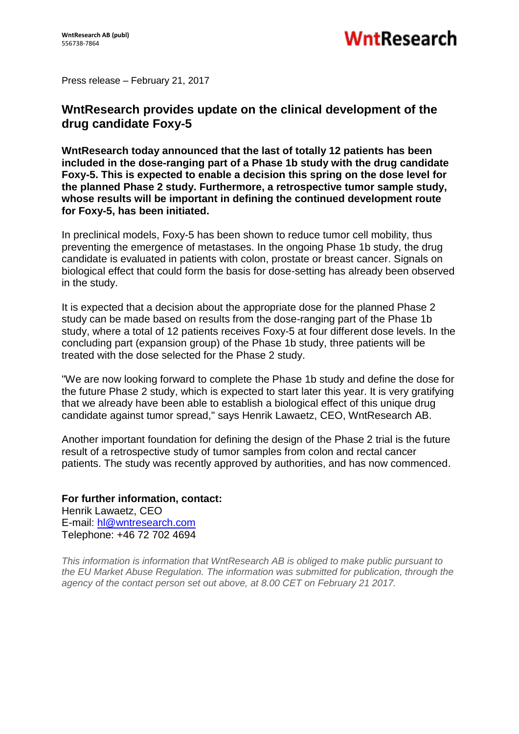**WntResearch AB (publ)**
556738-7864

WntResearch

Press release – February 21, 2017

## WntResearch provides update on the clinical development of the drug candidate Foxy-5

**WntResearch today announced that the last of totally 12 patients has been included in the dose-ranging part of a Phase 1b study with the drug candidate Foxy-5. This is expected to enable a decision this spring on the dose level for the planned Phase 2 study. Furthermore, a retrospective tumor sample study, whose results will be important in defining the continued development route for Foxy-5, has been initiated.**

In preclinical models, Foxy-5 has been shown to reduce tumor cell mobility, thus preventing the emergence of metastases. In the ongoing Phase 1b study, the drug candidate is evaluated in patients with colon, prostate or breast cancer. Signals on biological effect that could form the basis for dose-setting has already been observed in the study.

It is expected that a decision about the appropriate dose for the planned Phase 2 study can be made based on results from the dose-ranging part of the Phase 1b study, where a total of 12 patients receives Foxy-5 at four different dose levels. In the concluding part (expansion group) of the Phase 1b study, three patients will be treated with the dose selected for the Phase 2 study.

"We are now looking forward to complete the Phase 1b study and define the dose for the future Phase 2 study, which is expected to start later this year. It is very gratifying that we already have been able to establish a biological effect of this unique drug candidate against tumor spread," says Henrik Lawaetz, CEO, WntResearch AB.

Another important foundation for defining the design of the Phase 2 trial is the future result of a retrospective study of tumor samples from colon and rectal cancer patients. The study was recently approved by authorities, and has now commenced.

**For further information, contact:**
Henrik Lawaetz, CEO
E-mail: hl@wntresearch.com
Telephone: +46 72 702 4694

*This information is information that WntResearch AB is obliged to make public pursuant to the EU Market Abuse Regulation. The information was submitted for publication, through the agency of the contact person set out above, at 8.00 CET on February 21 2017.*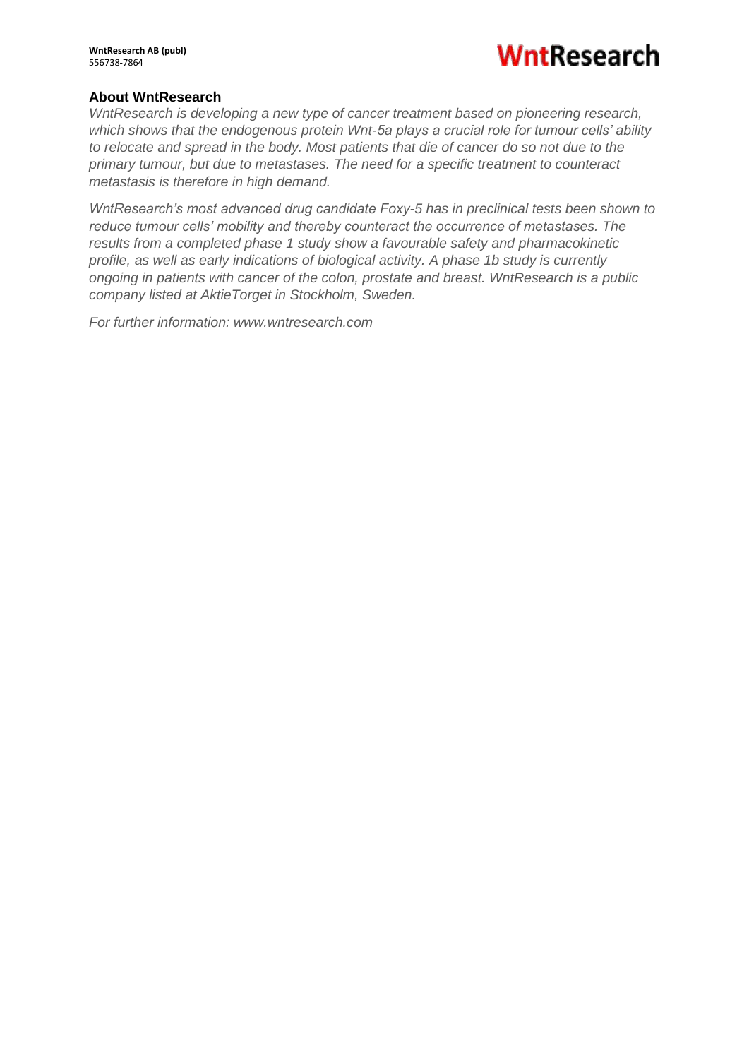## About WntResearch

*WntResearch is developing a new type of cancer treatment based on pioneering research, which shows that the endogenous protein Wnt-5a plays a crucial role for tumour cells' ability to relocate and spread in the body. Most patients that die of cancer do so not due to the primary tumour, but due to metastases. The need for a specific treatment to counteract metastasis is therefore in high demand.*

*WntResearch's most advanced drug candidate Foxy-5 has in preclinical tests been shown to reduce tumour cells' mobility and thereby counteract the occurrence of metastases. The results from a completed phase 1 study show a favourable safety and pharmacokinetic profile, as well as early indications of biological activity. A phase 1b study is currently ongoing in patients with cancer of the colon, prostate and breast. WntResearch is a public company listed at AktieTorget in Stockholm, Sweden.*

*For further information: www.wntresearch.com*